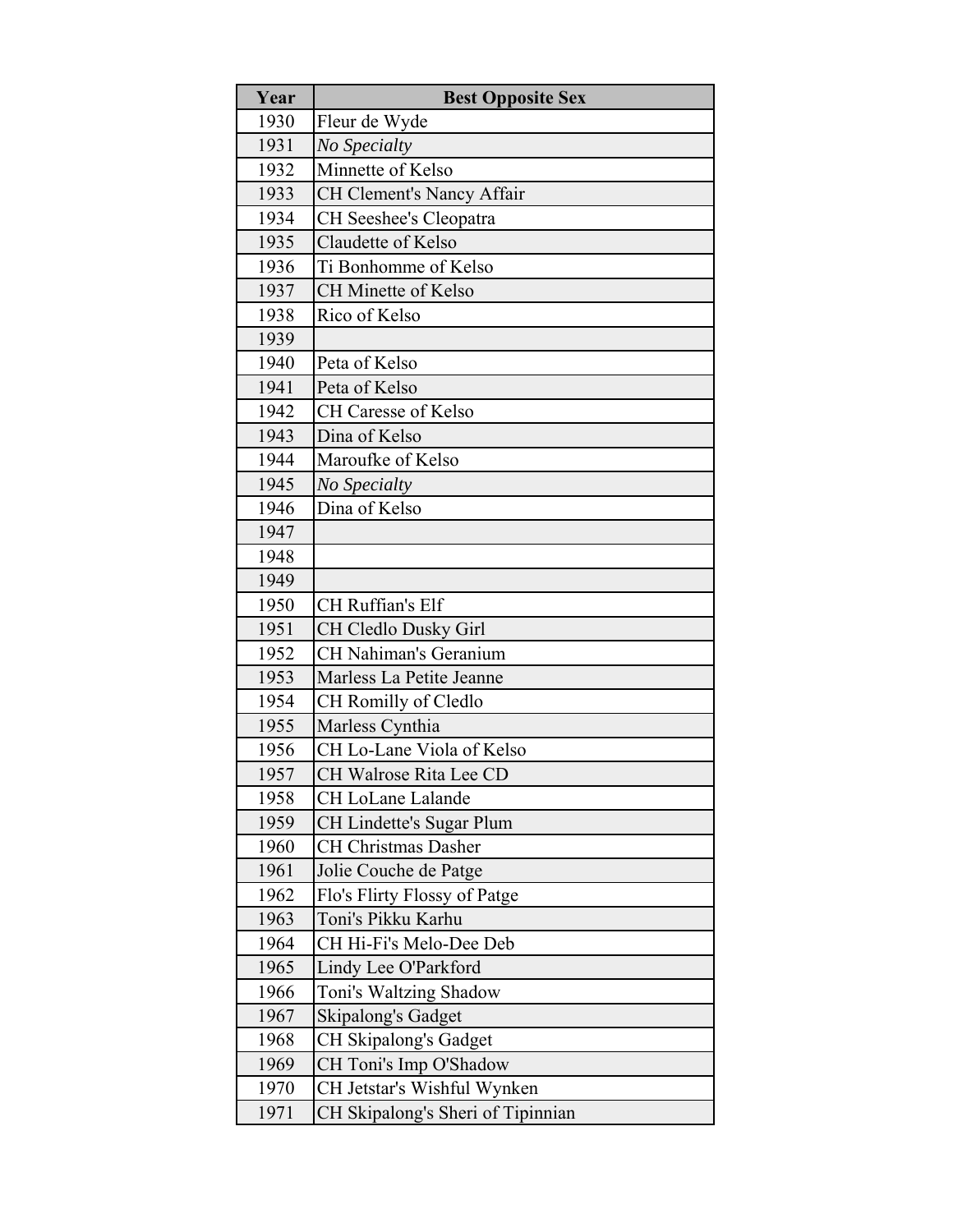| Year | Best Opposite Sex |
|---|---|
| 1930 | Fleur de Wyde |
| 1931 | *No Specialty* |
| 1932 | Minnette of Kelso |
| 1933 | CH Clement's Nancy Affair |
| 1934 | CH Seeshee's Cleopatra |
| 1935 | Claudette of Kelso |
| 1936 | Ti Bonhomme of Kelso |
| 1937 | CH Minette of Kelso |
| 1938 | Rico of Kelso |
| 1939 | |
| 1940 | Peta of Kelso |
| 1941 | Peta of Kelso |
| 1942 | CH Caresse of Kelso |
| 1943 | Dina of Kelso |
| 1944 | Maroufke of Kelso |
| 1945 | *No Specialty* |
| 1946 | Dina of Kelso |
| 1947 | |
| 1948 | |
| 1949 | |
| 1950 | CH Ruffian's Elf |
| 1951 | CH Cledlo Dusky Girl |
| 1952 | CH Nahiman's Geranium |
| 1953 | Marless La Petite Jeanne |
| 1954 | CH Romilly of Cledlo |
| 1955 | Marless Cynthia |
| 1956 | CH Lo-Lane Viola of Kelso |
| 1957 | CH Walrose Rita Lee CD |
| 1958 | CH LoLane Lalande |
| 1959 | CH Lindette's Sugar Plum |
| 1960 | CH Christmas Dasher |
| 1961 | Jolie Couche de Patge |
| 1962 | Flo's Flirty Flossy of Patge |
| 1963 | Toni's Pikku Karhu |
| 1964 | CH Hi-Fi's Melo-Dee Deb |
| 1965 | Lindy Lee O'Parkford |
| 1966 | Toni's Waltzing Shadow |
| 1967 | Skipalong's Gadget |
| 1968 | CH Skipalong's Gadget |
| 1969 | CH Toni's Imp O'Shadow |
| 1970 | CH Jetstar's Wishful Wynken |
| 1971 | CH Skipalong's Sheri of Tipinnian |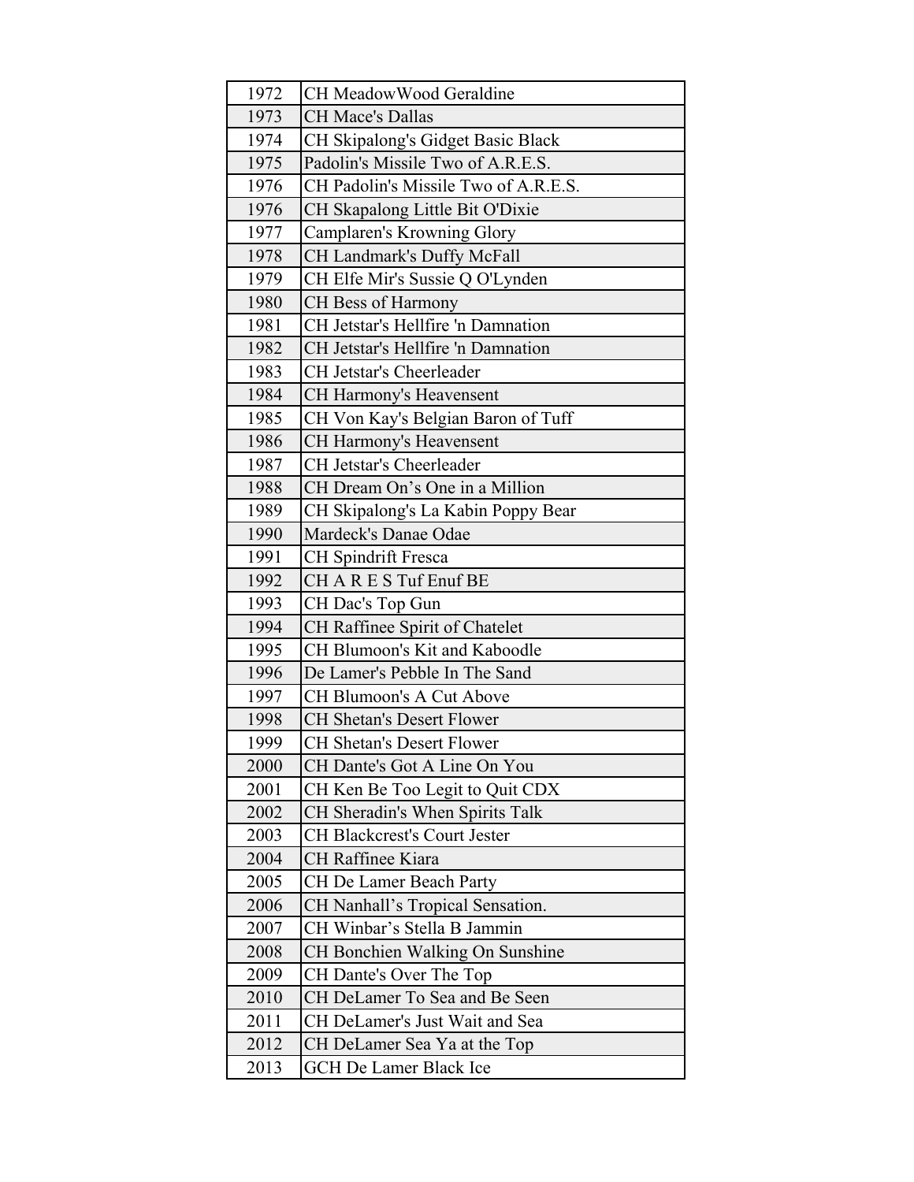| 1972 | CH MeadowWood Geraldine |
|---|---|
| 1973 | CH Mace's Dallas |
| 1974 | CH Skipalong's Gidget Basic Black |
| 1975 | Padolin's Missile Two of A.R.E.S. |
| 1976 | CH Padolin's Missile Two of A.R.E.S. |
| 1976 | CH Skapalong Little Bit O'Dixie |
| 1977 | Camplaren's Krowning Glory |
| 1978 | CH Landmark's Duffy McFall |
| 1979 | CH Elfe Mir's Sussie Q O'Lynden |
| 1980 | CH Bess of Harmony |
| 1981 | CH Jetstar's Hellfire 'n Damnation |
| 1982 | CH Jetstar's Hellfire 'n Damnation |
| 1983 | CH Jetstar's Cheerleader |
| 1984 | CH Harmony's Heavensent |
| 1985 | CH Von Kay's Belgian Baron of Tuff |
| 1986 | CH Harmony's Heavensent |
| 1987 | CH Jetstar's Cheerleader |
| 1988 | CH Dream On's One in a Million |
| 1989 | CH Skipalong's La Kabin Poppy Bear |
| 1990 | Mardeck's Danae Odae |
| 1991 | CH Spindrift Fresca |
| 1992 | CH A R E S Tuf Enuf BE |
| 1993 | CH Dac's Top Gun |
| 1994 | CH Raffinee Spirit of Chatelet |
| 1995 | CH Blumoon's Kit and Kaboodle |
| 1996 | De Lamer's Pebble In The Sand |
| 1997 | CH Blumoon's A Cut Above |
| 1998 | CH Shetan's Desert Flower |
| 1999 | CH Shetan's Desert Flower |
| 2000 | CH Dante's Got A Line On You |
| 2001 | CH Ken Be Too Legit to Quit CDX |
| 2002 | CH Sheradin's When Spirits Talk |
| 2003 | CH Blackcrest's Court Jester |
| 2004 | CH Raffinee Kiara |
| 2005 | CH De Lamer Beach Party |
| 2006 | CH Nanhall's Tropical Sensation. |
| 2007 | CH Winbar's Stella B Jammin |
| 2008 | CH Bonchien Walking On Sunshine |
| 2009 | CH Dante's Over The Top |
| 2010 | CH DeLamer To Sea and Be Seen |
| 2011 | CH DeLamer's Just Wait and Sea |
| 2012 | CH DeLamer Sea Ya at the Top |
| 2013 | GCH De Lamer Black Ice |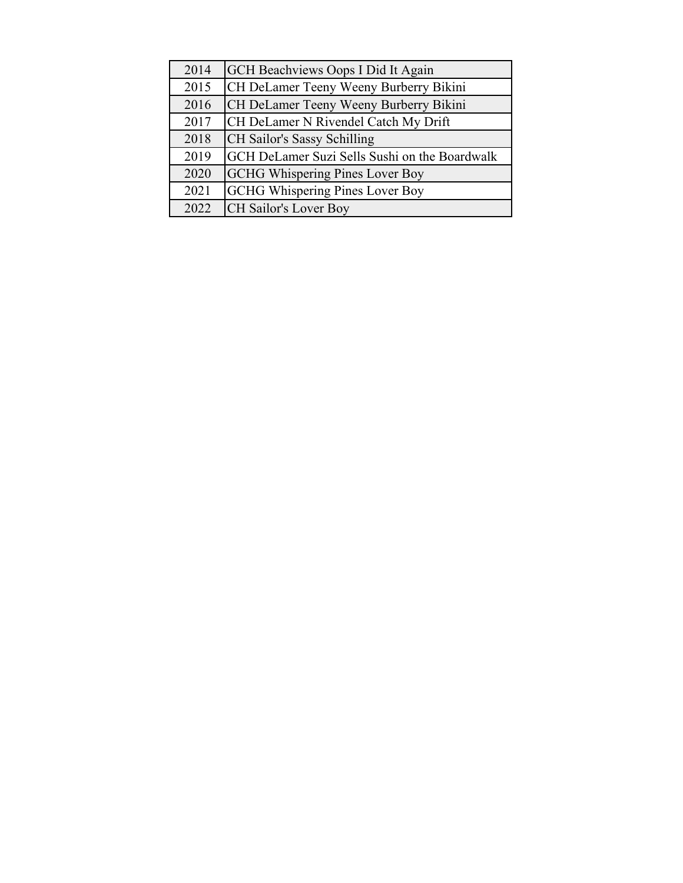| | |
|---|---|
| 2014 | GCH Beachviews Oops I Did It Again |
| 2015 | CH DeLamer Teeny Weeny Burberry Bikini |
| 2016 | CH DeLamer Teeny Weeny Burberry Bikini |
| 2017 | CH DeLamer N Rivendel Catch My Drift |
| 2018 | CH Sailor's Sassy Schilling |
| 2019 | GCH DeLamer Suzi Sells Sushi on the Boardwalk |
| 2020 | GCHG Whispering Pines Lover Boy |
| 2021 | GCHG Whispering Pines Lover Boy |
| 2022 | CH Sailor's Lover Boy |